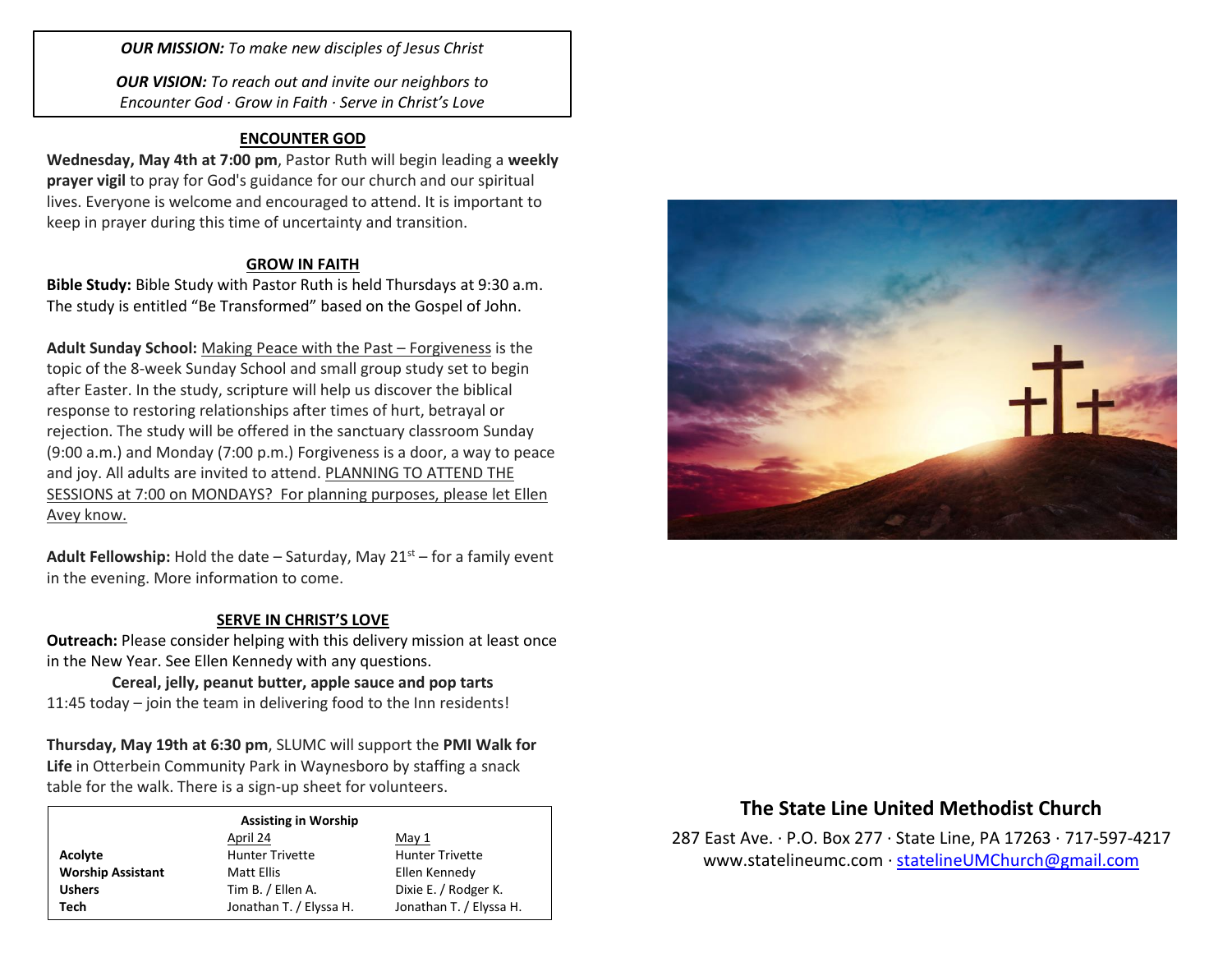***OUR MISSION:*** *To make new disciples of Jesus Christ*

***OUR VISION:*** *To reach out and invite our neighbors to Encounter God · Grow in Faith · Serve in Christ's Love*

## ENCOUNTER GOD

**Wednesday, May 4th at 7:00 pm**, Pastor Ruth will begin leading a **weekly prayer vigil** to pray for God's guidance for our church and our spiritual lives. Everyone is welcome and encouraged to attend. It is important to keep in prayer during this time of uncertainty and transition.

## GROW IN FAITH

**Bible Study:** Bible Study with Pastor Ruth is held Thursdays at 9:30 a.m. The study is entitled "Be Transformed" based on the Gospel of John.

**Adult Sunday School:** Making Peace with the Past – Forgiveness is the topic of the 8-week Sunday School and small group study set to begin after Easter. In the study, scripture will help us discover the biblical response to restoring relationships after times of hurt, betrayal or rejection. The study will be offered in the sanctuary classroom Sunday (9:00 a.m.) and Monday (7:00 p.m.) Forgiveness is a door, a way to peace and joy. All adults are invited to attend. PLANNING TO ATTEND THE SESSIONS at 7:00 on MONDAYS? For planning purposes, please let Ellen Avey know.

**Adult Fellowship:** Hold the date – Saturday, May 21st – for a family event in the evening. More information to come.

## SERVE IN CHRIST'S LOVE

**Outreach:** Please consider helping with this delivery mission at least once in the New Year. See Ellen Kennedy with any questions.

**Cereal, jelly, peanut butter, apple sauce and pop tarts**

11:45 today – join the team in delivering food to the Inn residents!

**Thursday, May 19th at 6:30 pm**, SLUMC will support the **PMI Walk for Life** in Otterbein Community Park in Waynesboro by staffing a snack table for the walk. There is a sign-up sheet for volunteers.

**Assisting in Worship**

| | April 24 | May 1 |
|---|---|---|
| **Acolyte** | Hunter Trivette | Hunter Trivette |
| **Worship Assistant** | Matt Ellis | Ellen Kennedy |
| **Ushers** | Tim B. / Ellen A. | Dixie E. / Rodger K. |
| **Tech** | Jonathan T. / Elyssa H. | Jonathan T. / Elyssa H. |

## The State Line United Methodist Church

287 East Ave. · P.O. Box 277 · State Line, PA 17263 · 717-597-4217
www.statelineumc.com · statelineUMChurch@gmail.com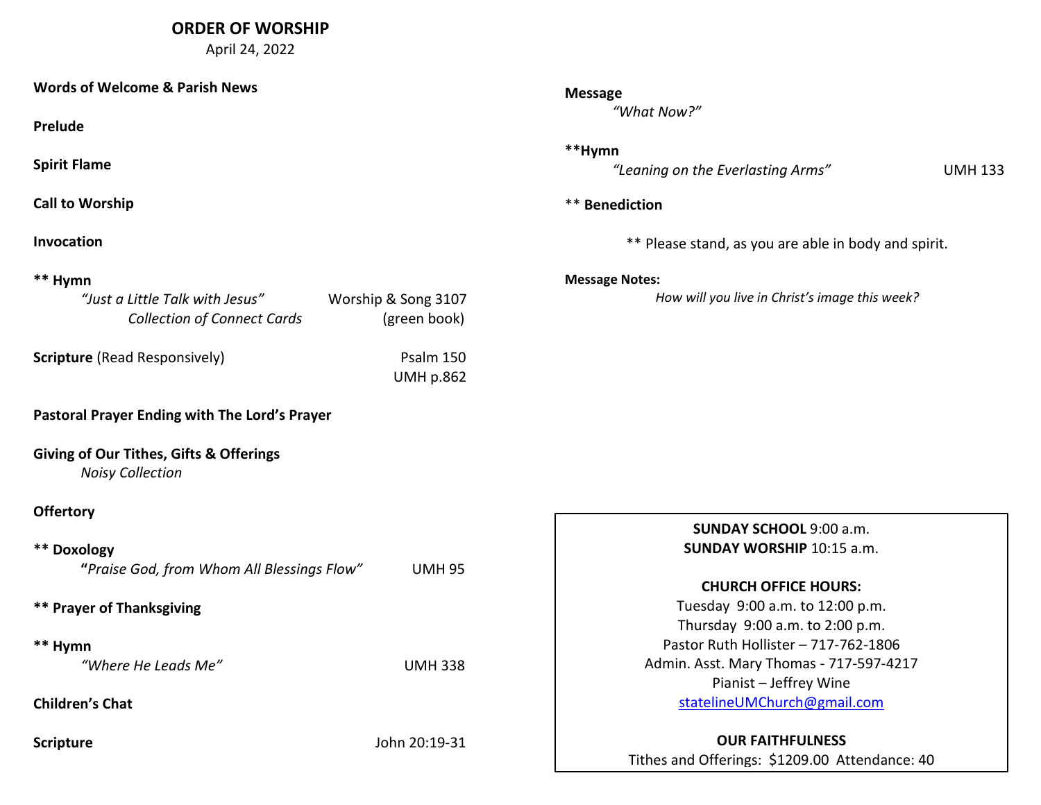# ORDER OF WORSHIP

April 24, 2022

**Words of Welcome & Parish News**

**Prelude**

**Spirit Flame**

**Call to Worship**

**Invocation**

**** Hymn**
*"Just a Little Talk with Jesus"* — Worship & Song 3107
*Collection of Connect Cards* — (green book)

**Scripture** (Read Responsively) — Psalm 150, UMH p.862

**Pastoral Prayer Ending with The Lord's Prayer**

**Giving of Our Tithes, Gifts & Offerings**
*Noisy Collection*

**Offertory**

**** Doxology**
**"***Praise God, from Whom All Blessings Flow"* — UMH 95

**** Prayer of Thanksgiving**

**** Hymn**
*"Where He Leads Me"* — UMH 338

**Children's Chat**

**Scripture** — John 20:19-31

**Message**
*"What Now?"*

****Hymn**
*"Leaning on the Everlasting Arms"* — UMH 133

** **Benediction**

** Please stand, as you are able in body and spirit.

**Message Notes:**
*How will you live in Christ's image this week?*

---

**SUNDAY SCHOOL** 9:00 a.m.
**SUNDAY WORSHIP** 10:15 a.m.

**CHURCH OFFICE HOURS:**
Tuesday 9:00 a.m. to 12:00 p.m.
Thursday 9:00 a.m. to 2:00 p.m.
Pastor Ruth Hollister – 717-762-1806
Admin. Asst. Mary Thomas - 717-597-4217
Pianist – Jeffrey Wine
statelineUMChurch@gmail.com

**OUR FAITHFULNESS**
Tithes and Offerings: $1209.00 Attendance: 40